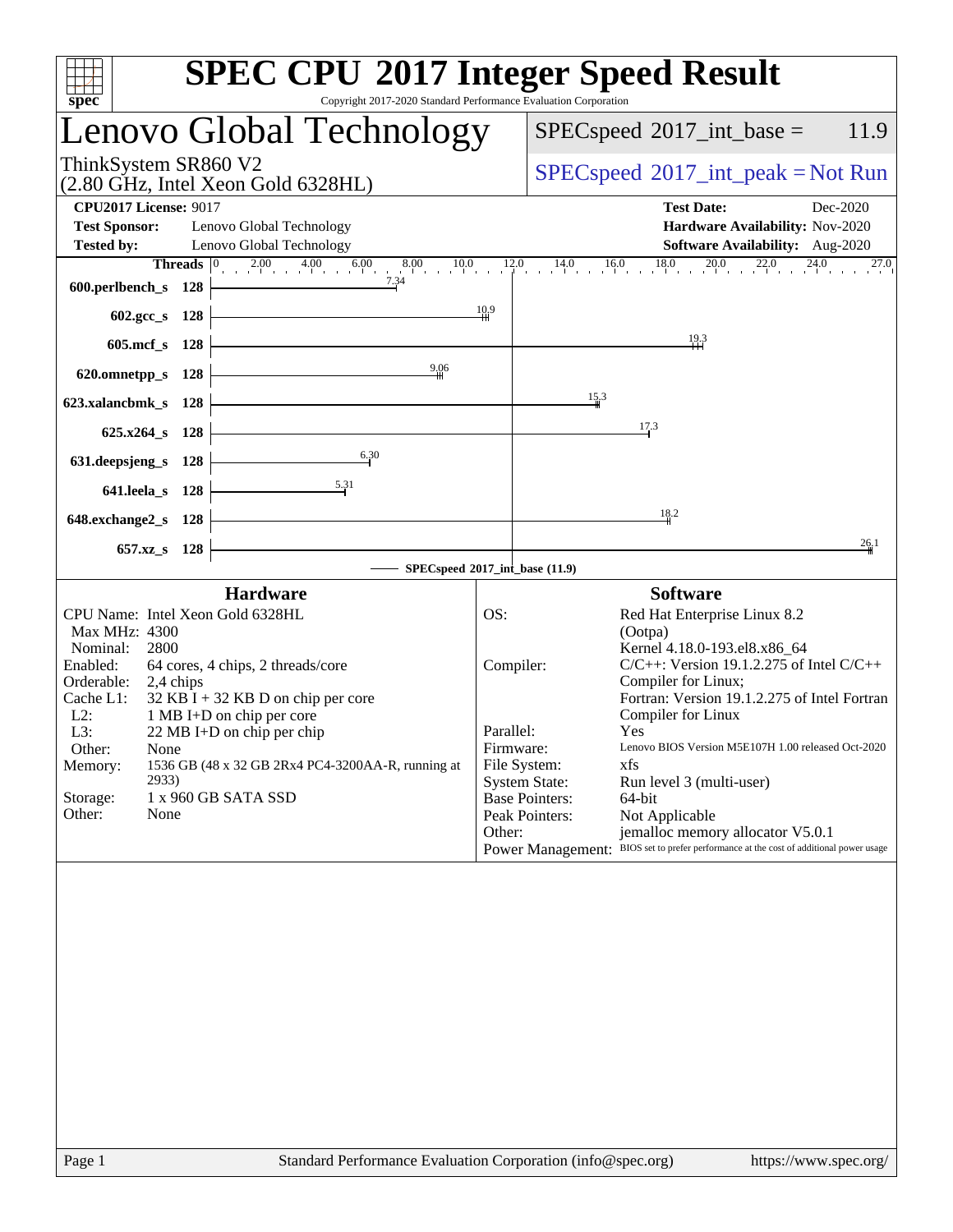# SPEC CPU 2017 Integer Speed Result

Copyright 2017-2020 Standard Performance Evaluation Corporation

## Lenovo Global Technology

ThinkSystem SR860 V2
(2.80 GHz, Intel Xeon Gold 6328HL)

SPECspeed 2017_int_base = 11.9

SPECspeed 2017_int_peak = Not Run

**CPU2017 License:** 9017
**Test Sponsor:** Lenovo Global Technology
**Tested by:** Lenovo Global Technology

**Test Date:** Dec-2020
**Hardware Availability:** Nov-2020
**Software Availability:** Aug-2020

| Benchmark | Threads | SPECspeed 2017_int_base (11.9) |
|---|---|---|
| 600.perlbench_s | 128 | 7.34 |
| 602.gcc_s | 128 | 10.9 |
| 605.mcf_s | 128 | 19.3 |
| 620.omnetpp_s | 128 | 9.06 |
| 623.xalancbmk_s | 128 | 15.3 |
| 625.x264_s | 128 | 17.3 |
| 631.deepsjeng_s | 128 | 6.30 |
| 641.leela_s | 128 | 5.31 |
| 648.exchange2_s | 128 | 18.2 |
| 657.xz_s | 128 | 26.1 |

### Hardware

| | |
|---|---|
| CPU Name: | Intel Xeon Gold 6328HL |
| Max MHz: | 4300 |
| Nominal: | 2800 |
| Enabled: | 64 cores, 4 chips, 2 threads/core |
| Orderable: | 2,4 chips |
| Cache L1: | 32 KB I + 32 KB D on chip per core |
| L2: | 1 MB I+D on chip per core |
| L3: | 22 MB I+D on chip per chip |
| Other: | None |
| Memory: | 1536 GB (48 x 32 GB 2Rx4 PC4-3200AA-R, running at 2933) |
| Storage: | 1 x 960 GB SATA SSD |
| Other: | None |

### Software

| | |
|---|---|
| OS: | Red Hat Enterprise Linux 8.2 (Ootpa) Kernel 4.18.0-193.el8.x86_64 |
| Compiler: | C/C++: Version 19.1.2.275 of Intel C/C++ Compiler for Linux; Fortran: Version 19.1.2.275 of Intel Fortran Compiler for Linux |
| Parallel: | Yes |
| Firmware: | Lenovo BIOS Version M5E107H 1.00 released Oct-2020 |
| File System: | xfs |
| System State: | Run level 3 (multi-user) |
| Base Pointers: | 64-bit |
| Peak Pointers: | Not Applicable |
| Other: | jemalloc memory allocator V5.0.1 |
| Power Management: | BIOS set to prefer performance at the cost of additional power usage |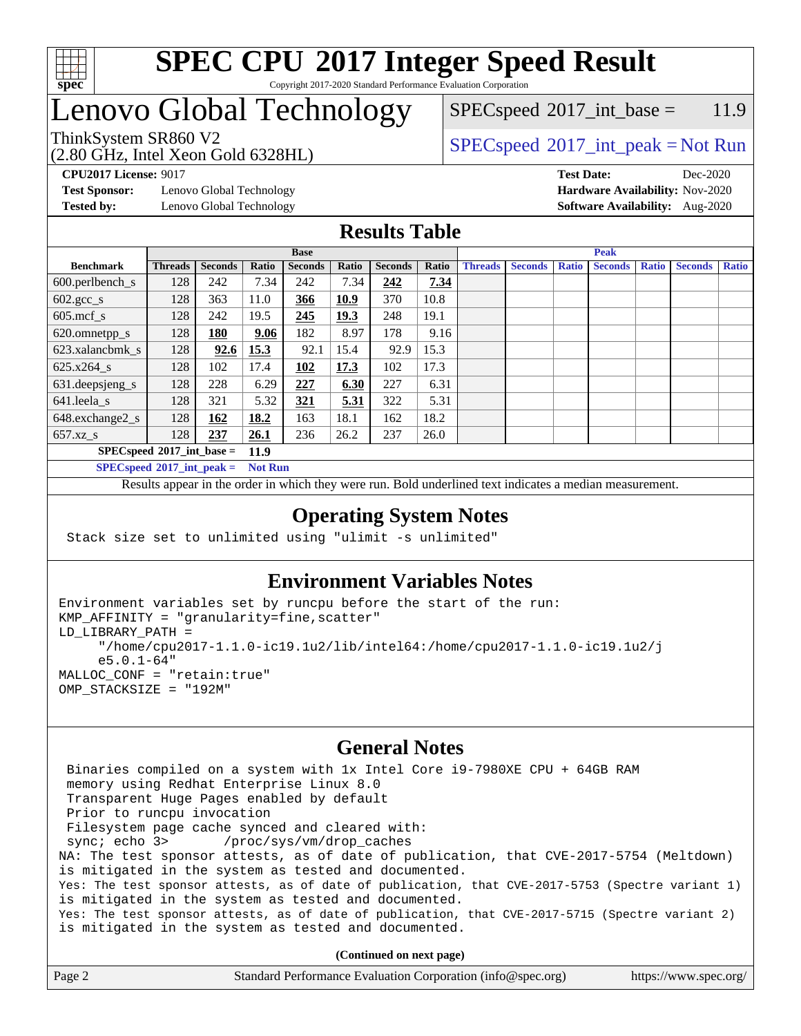# SPEC CPU 2017 Integer Speed Result

Copyright 2017-2020 Standard Performance Evaluation Corporation

## Lenovo Global Technology

ThinkSystem SR860 V2
(2.80 GHz, Intel Xeon Gold 6328HL)

SPECspeed 2017_int_base = 11.9

SPECspeed 2017_int_peak = Not Run

**CPU2017 License:** 9017
**Test Sponsor:** Lenovo Global Technology
**Tested by:** Lenovo Global Technology

**Test Date:** Dec-2020
**Hardware Availability:** Nov-2020
**Software Availability:** Aug-2020

## Results Table

| | Base | | | | | | | Peak | | | | | | |
|---|---|---|---|---|---|---|---|---|---|---|---|---|---|---|
| **Benchmark** | **Threads** | **Seconds** | **Ratio** | **Seconds** | **Ratio** | **Seconds** | **Ratio** | **Threads** | **Seconds** | **Ratio** | **Seconds** | **Ratio** | **Seconds** | **Ratio** |
| 600.perlbench_s | 128 | 242 | 7.34 | 242 | 7.34 | **242** | **7.34** | | | | | | | |
| 602.gcc_s | 128 | 363 | 11.0 | **366** | **10.9** | 370 | 10.8 | | | | | | | |
| 605.mcf_s | 128 | 242 | 19.5 | **245** | **19.3** | 248 | 19.1 | | | | | | | |
| 620.omnetpp_s | 128 | **180** | **9.06** | 182 | 8.97 | 178 | 9.16 | | | | | | | |
| 623.xalancbmk_s | 128 | **92.6** | **15.3** | 92.1 | 15.4 | 92.9 | 15.3 | | | | | | | |
| 625.x264_s | 128 | 102 | 17.4 | **102** | **17.3** | 102 | 17.3 | | | | | | | |
| 631.deepsjeng_s | 128 | 228 | 6.29 | **227** | **6.30** | 227 | 6.31 | | | | | | | |
| 641.leela_s | 128 | 321 | 5.32 | **321** | **5.31** | 322 | 5.31 | | | | | | | |
| 648.exchange2_s | 128 | **162** | **18.2** | 163 | 18.1 | 162 | 18.2 | | | | | | | |
| 657.xz_s | 128 | **237** | **26.1** | 236 | 26.2 | 237 | 26.0 | | | | | | | |

**SPECspeed 2017_int_base = 11.9**

**SPECspeed 2017_int_peak = Not Run**

Results appear in the order in which they were run. Bold underlined text indicates a median measurement.

## Operating System Notes

```
Stack size set to unlimited using "ulimit -s unlimited"
```

## Environment Variables Notes

```
Environment variables set by runcpu before the start of the run:
KMP_AFFINITY = "granularity=fine,scatter"
LD_LIBRARY_PATH =
     "/home/cpu2017-1.1.0-ic19.1u2/lib/intel64:/home/cpu2017-1.1.0-ic19.1u2/j
     e5.0.1-64"
MALLOC_CONF = "retain:true"
OMP_STACKSIZE = "192M"
```

## General Notes

```
 Binaries compiled on a system with 1x Intel Core i9-7980XE CPU + 64GB RAM
 memory using Redhat Enterprise Linux 8.0
 Transparent Huge Pages enabled by default
 Prior to runcpu invocation
 Filesystem page cache synced and cleared with:
 sync; echo 3>       /proc/sys/vm/drop_caches
NA: The test sponsor attests, as of date of publication, that CVE-2017-5754 (Meltdown)
is mitigated in the system as tested and documented.
Yes: The test sponsor attests, as of date of publication, that CVE-2017-5753 (Spectre variant 1)
is mitigated in the system as tested and documented.
Yes: The test sponsor attests, as of date of publication, that CVE-2017-5715 (Spectre variant 2)
is mitigated in the system as tested and documented.
```

**(Continued on next page)**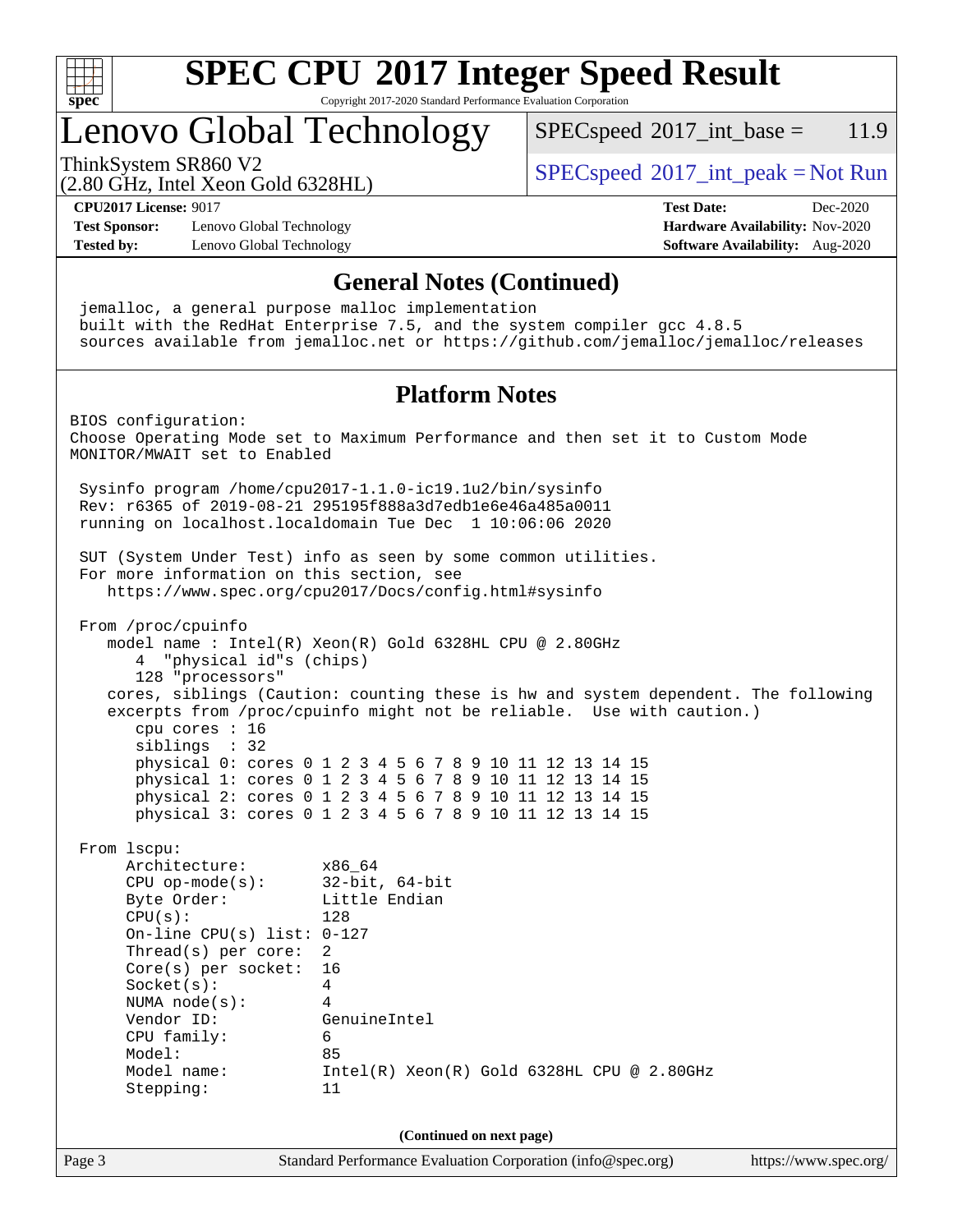# SPEC CPU 2017 Integer Speed Result

Copyright 2017-2020 Standard Performance Evaluation Corporation

## Lenovo Global Technology

ThinkSystem SR860 V2
(2.80 GHz, Intel Xeon Gold 6328HL)

SPECspeed 2017_int_base = 11.9

SPECspeed 2017_int_peak = Not Run

**CPU2017 License:** 9017
**Test Sponsor:** Lenovo Global Technology
**Tested by:** Lenovo Global Technology

**Test Date:** Dec-2020
**Hardware Availability:** Nov-2020
**Software Availability:** Aug-2020

### General Notes (Continued)

```
jemalloc, a general purpose malloc implementation
built with the RedHat Enterprise 7.5, and the system compiler gcc 4.8.5
sources available from jemalloc.net or https://github.com/jemalloc/jemalloc/releases
```

### Platform Notes

```
BIOS configuration:
Choose Operating Mode set to Maximum Performance and then set it to Custom Mode
MONITOR/MWAIT set to Enabled

 Sysinfo program /home/cpu2017-1.1.0-ic19.1u2/bin/sysinfo
 Rev: r6365 of 2019-08-21 295195f888a3d7edb1e6e46a485a0011
 running on localhost.localdomain Tue Dec  1 10:06:06 2020

 SUT (System Under Test) info as seen by some common utilities.
 For more information on this section, see
    https://www.spec.org/cpu2017/Docs/config.html#sysinfo

 From /proc/cpuinfo
    model name : Intel(R) Xeon(R) Gold 6328HL CPU @ 2.80GHz
       4  "physical id"s (chips)
       128 "processors"
    cores, siblings (Caution: counting these is hw and system dependent. The following
    excerpts from /proc/cpuinfo might not be reliable.  Use with caution.)
       cpu cores : 16
       siblings  : 32
       physical 0: cores 0 1 2 3 4 5 6 7 8 9 10 11 12 13 14 15
       physical 1: cores 0 1 2 3 4 5 6 7 8 9 10 11 12 13 14 15
       physical 2: cores 0 1 2 3 4 5 6 7 8 9 10 11 12 13 14 15
       physical 3: cores 0 1 2 3 4 5 6 7 8 9 10 11 12 13 14 15

 From lscpu:
      Architecture:        x86_64
      CPU op-mode(s):      32-bit, 64-bit
      Byte Order:          Little Endian
      CPU(s):              128
      On-line CPU(s) list: 0-127
      Thread(s) per core:  2
      Core(s) per socket:  16
      Socket(s):           4
      NUMA node(s):        4
      Vendor ID:           GenuineIntel
      CPU family:          6
      Model:               85
      Model name:          Intel(R) Xeon(R) Gold 6328HL CPU @ 2.80GHz
      Stepping:            11
```

(Continued on next page)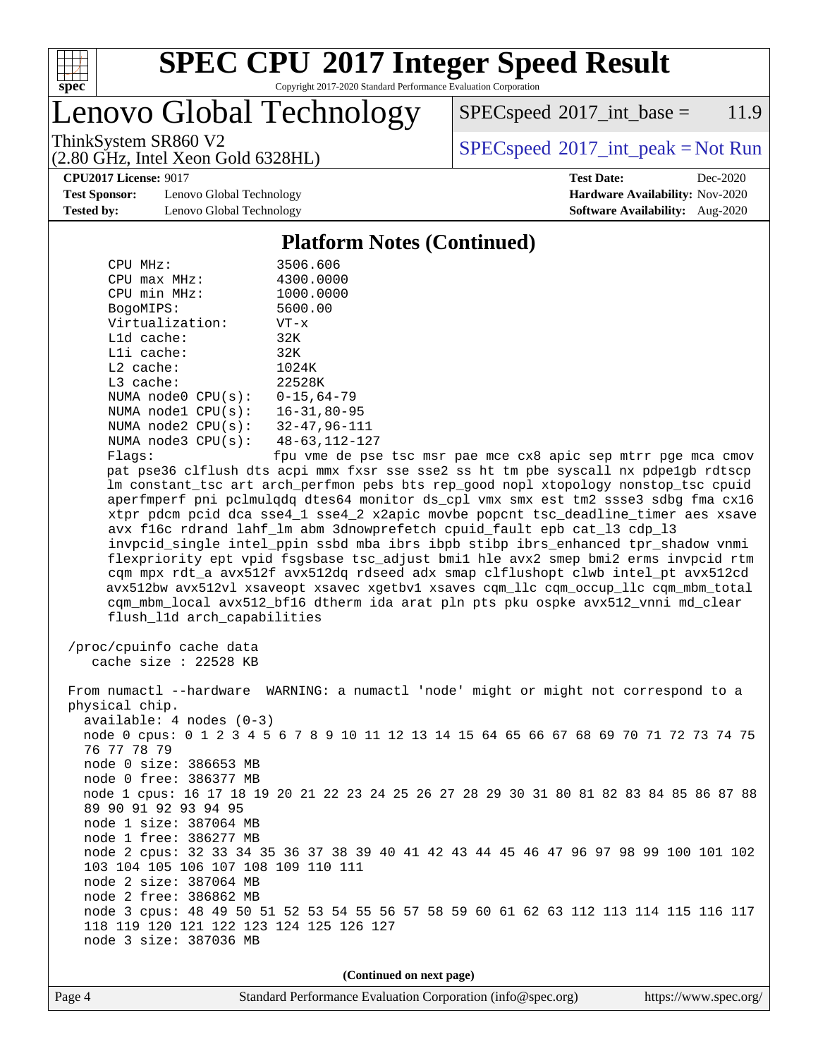## Platform Notes (Continued)

```
    CPU MHz:                 3506.606
    CPU max MHz:             4300.0000
    CPU min MHz:             1000.0000
    BogoMIPS:                5600.00
    Virtualization:          VT-x
    L1d cache:               32K
    L1i cache:               32K
    L2 cache:                1024K
    L3 cache:                22528K
    NUMA node0 CPU(s):       0-15,64-79
    NUMA node1 CPU(s):       16-31,80-95
    NUMA node2 CPU(s):       32-47,96-111
    NUMA node3 CPU(s):       48-63,112-127
    Flags:                   fpu vme de pse tsc msr pae mce cx8 apic sep mtrr pge mca cmov
    pat pse36 clflush dts acpi mmx fxsr sse sse2 ss ht tm pbe syscall nx pdpe1gb rdtscp
    lm constant_tsc art arch_perfmon pebs bts rep_good nopl xtopology nonstop_tsc cpuid
    aperfmperf pni pclmulqdq dtes64 monitor ds_cpl vmx smx est tm2 ssse3 sdbg fma cx16
    xtpr pdcm pcid dca sse4_1 sse4_2 x2apic movbe popcnt tsc_deadline_timer aes xsave
    avx f16c rdrand lahf_lm abm 3dnowprefetch cpuid_fault epb cat_l3 cdp_l3
    invpcid_single intel_ppin ssbd mba ibrs ibpb stibp ibrs_enhanced tpr_shadow vnmi
    flexpriority ept vpid fsgsbase tsc_adjust bmi1 hle avx2 smep bmi2 erms invpcid rtm
    cqm mpx rdt_a avx512f avx512dq rdseed adx smap clflushopt clwb intel_pt avx512cd
    avx512bw avx512vl xsaveopt xsavec xgetbv1 xsaves cqm_llc cqm_occup_llc cqm_mbm_total
    cqm_mbm_local avx512_bf16 dtherm ida arat pln pts pku ospke avx512_vnni md_clear
    flush_l1d arch_capabilities

 /proc/cpuinfo cache data
    cache size : 22528 KB

 From numactl --hardware  WARNING: a numactl 'node' might or might not correspond to a
 physical chip.
   available: 4 nodes (0-3)
   node 0 cpus: 0 1 2 3 4 5 6 7 8 9 10 11 12 13 14 15 64 65 66 67 68 69 70 71 72 73 74 75
   76 77 78 79
   node 0 size: 386653 MB
   node 0 free: 386377 MB
   node 1 cpus: 16 17 18 19 20 21 22 23 24 25 26 27 28 29 30 31 80 81 82 83 84 85 86 87 88
   89 90 91 92 93 94 95
   node 1 size: 387064 MB
   node 1 free: 386277 MB
   node 2 cpus: 32 33 34 35 36 37 38 39 40 41 42 43 44 45 46 47 96 97 98 99 100 101 102
   103 104 105 106 107 108 109 110 111
   node 2 size: 387064 MB
   node 2 free: 386862 MB
   node 3 cpus: 48 49 50 51 52 53 54 55 56 57 58 59 60 61 62 63 112 113 114 115 116 117
   118 119 120 121 122 123 124 125 126 127
   node 3 size: 387036 MB
```

(Continued on next page)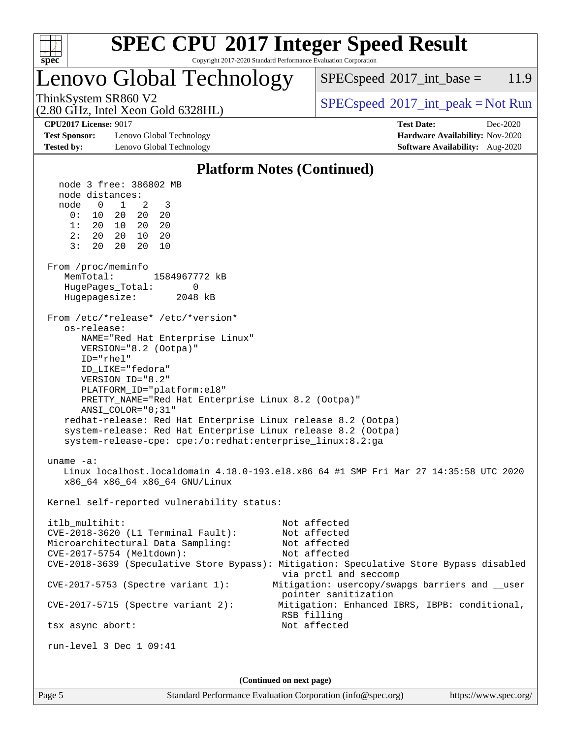## Platform Notes (Continued)

```
   node 3 free: 386802 MB
   node distances:
   node   0   1   2   3
     0:  10  20  20  20
     1:  20  10  20  20
     2:  20  20  10  20
     3:  20  20  20  10

 From /proc/meminfo
    MemTotal:       1584967772 kB
    HugePages_Total:       0
    Hugepagesize:       2048 kB

 From /etc/*release* /etc/*version*
    os-release:
       NAME="Red Hat Enterprise Linux"
       VERSION="8.2 (Ootpa)"
       ID="rhel"
       ID_LIKE="fedora"
       VERSION_ID="8.2"
       PLATFORM_ID="platform:el8"
       PRETTY_NAME="Red Hat Enterprise Linux 8.2 (Ootpa)"
       ANSI_COLOR="0;31"
    redhat-release: Red Hat Enterprise Linux release 8.2 (Ootpa)
    system-release: Red Hat Enterprise Linux release 8.2 (Ootpa)
    system-release-cpe: cpe:/o:redhat:enterprise_linux:8.2:ga

 uname -a:
    Linux localhost.localdomain 4.18.0-193.el8.x86_64 #1 SMP Fri Mar 27 14:35:58 UTC 2020
    x86_64 x86_64 x86_64 GNU/Linux

 Kernel self-reported vulnerability status:

 itlb_multihit:                                         Not affected
 CVE-2018-3620 (L1 Terminal Fault):                     Not affected
 Microarchitectural Data Sampling:                      Not affected
 CVE-2017-5754 (Meltdown):                              Not affected
 CVE-2018-3639 (Speculative Store Bypass): Mitigation: Speculative Store Bypass disabled
                                                        via prctl and seccomp
 CVE-2017-5753 (Spectre variant 1):                    Mitigation: usercopy/swapgs barriers and __user
                                                        pointer sanitization
 CVE-2017-5715 (Spectre variant 2):                     Mitigation: Enhanced IBRS, IBPB: conditional,
                                                        RSB filling
 tsx_async_abort:                                       Not affected

 run-level 3 Dec 1 09:41
```

**(Continued on next page)**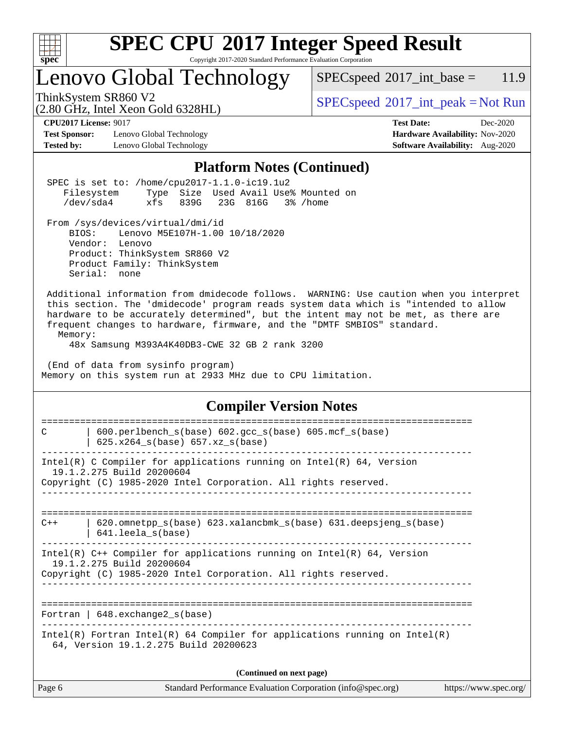## Platform Notes (Continued)

```
 SPEC is set to: /home/cpu2017-1.1.0-ic19.1u2
    Filesystem     Type  Size  Used Avail Use% Mounted on
    /dev/sda4      xfs   839G   23G  816G   3% /home

 From /sys/devices/virtual/dmi/id
     BIOS:    Lenovo M5E107H-1.00 10/18/2020
     Vendor:  Lenovo
     Product: ThinkSystem SR860 V2
     Product Family: ThinkSystem
     Serial:  none

 Additional information from dmidecode follows.  WARNING: Use caution when you interpret
 this section. The 'dmidecode' program reads system data which is "intended to allow
 hardware to be accurately determined", but the intent may not be met, as there are
 frequent changes to hardware, firmware, and the "DMTF SMBIOS" standard.
   Memory:
     48x Samsung M393A4K40DB3-CWE 32 GB 2 rank 3200

 (End of data from sysinfo program)
Memory on this system run at 2933 MHz due to CPU limitation.
```

## Compiler Version Notes

```
==============================================================================
C       | 600.perlbench_s(base) 602.gcc_s(base) 605.mcf_s(base)
        | 625.x264_s(base) 657.xz_s(base)
------------------------------------------------------------------------------
Intel(R) C Compiler for applications running on Intel(R) 64, Version
  19.1.2.275 Build 20200604
Copyright (C) 1985-2020 Intel Corporation. All rights reserved.
------------------------------------------------------------------------------

==============================================================================
C++     | 620.omnetpp_s(base) 623.xalancbmk_s(base) 631.deepsjeng_s(base)
        | 641.leela_s(base)
------------------------------------------------------------------------------
Intel(R) C++ Compiler for applications running on Intel(R) 64, Version
  19.1.2.275 Build 20200604
Copyright (C) 1985-2020 Intel Corporation. All rights reserved.
------------------------------------------------------------------------------

==============================================================================
Fortran | 648.exchange2_s(base)
------------------------------------------------------------------------------
Intel(R) Fortran Intel(R) 64 Compiler for applications running on Intel(R)
  64, Version 19.1.2.275 Build 20200623
```

(Continued on next page)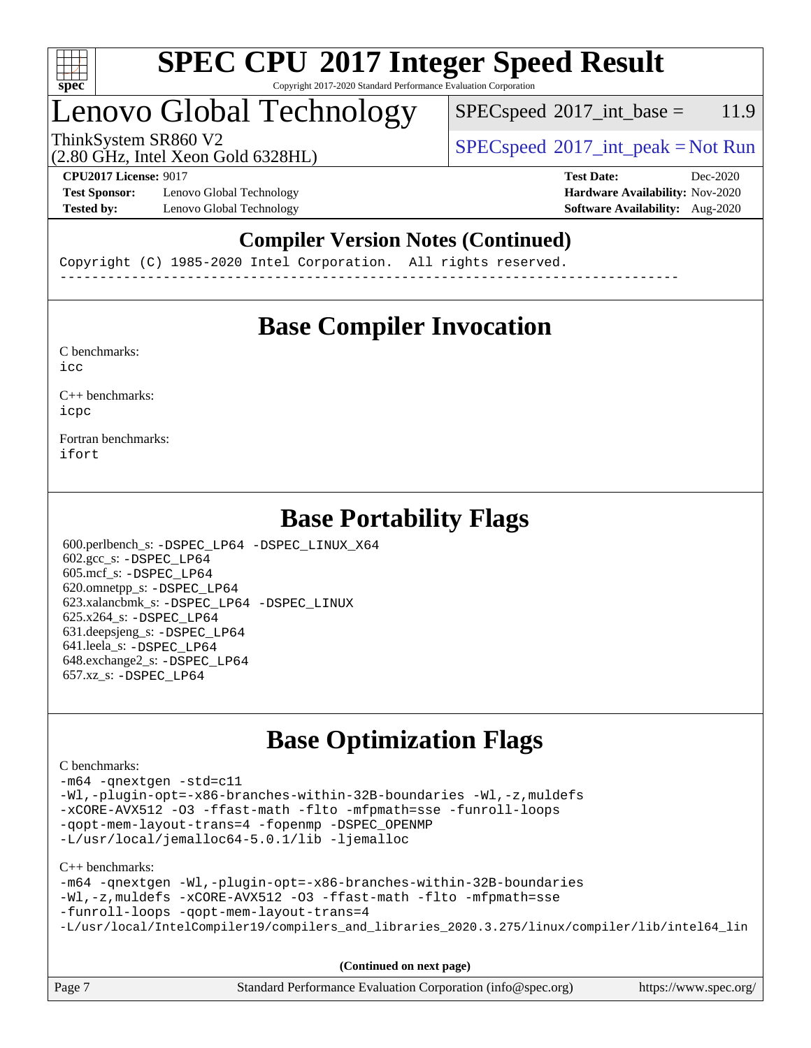## Compiler Version Notes (Continued)

```
Copyright (C) 1985-2020 Intel Corporation.  All rights reserved.
------------------------------------------------------------------------------
```

## Base Compiler Invocation

C benchmarks:
icc

C++ benchmarks:
icpc

Fortran benchmarks:
ifort

## Base Portability Flags

600.perlbench_s: -DSPEC_LP64 -DSPEC_LINUX_X64
602.gcc_s: -DSPEC_LP64
605.mcf_s: -DSPEC_LP64
620.omnetpp_s: -DSPEC_LP64
623.xalancbmk_s: -DSPEC_LP64 -DSPEC_LINUX
625.x264_s: -DSPEC_LP64
631.deepsjeng_s: -DSPEC_LP64
641.leela_s: -DSPEC_LP64
648.exchange2_s: -DSPEC_LP64
657.xz_s: -DSPEC_LP64

## Base Optimization Flags

C benchmarks:
```
-m64 -qnextgen -std=c11
-Wl,-plugin-opt=-x86-branches-within-32B-boundaries -Wl,-z,muldefs
-xCORE-AVX512 -O3 -ffast-math -flto -mfpmath=sse -funroll-loops
-qopt-mem-layout-trans=4 -fopenmp -DSPEC_OPENMP
-L/usr/local/jemalloc64-5.0.1/lib -ljemalloc
```

C++ benchmarks:
```
-m64 -qnextgen -Wl,-plugin-opt=-x86-branches-within-32B-boundaries
-Wl,-z,muldefs -xCORE-AVX512 -O3 -ffast-math -flto -mfpmath=sse
-funroll-loops -qopt-mem-layout-trans=4
-L/usr/local/IntelCompiler19/compilers_and_libraries_2020.3.275/linux/compiler/lib/intel64_lin
```

(Continued on next page)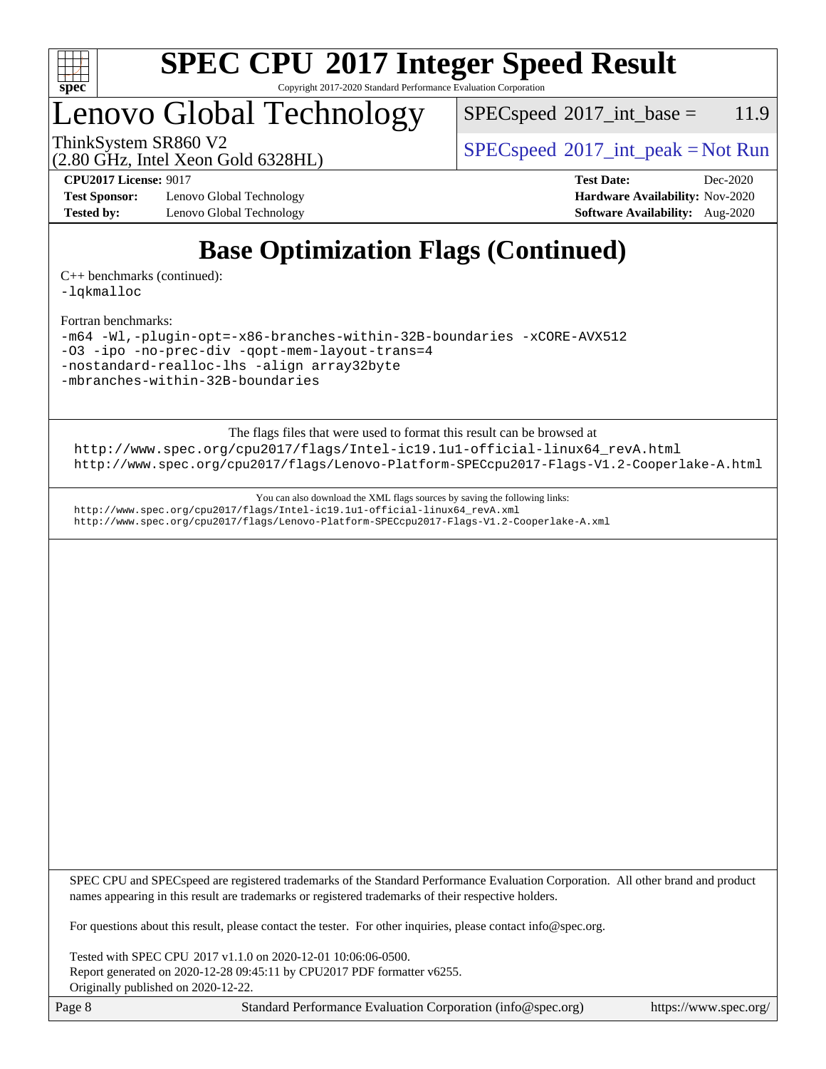# Base Optimization Flags (Continued)

C++ benchmarks (continued):
-lqkmalloc

Fortran benchmarks:
-m64 -Wl,-plugin-opt=-x86-branches-within-32B-boundaries -xCORE-AVX512
-O3 -ipo -no-prec-div -qopt-mem-layout-trans=4
-nostandard-realloc-lhs -align array32byte
-mbranches-within-32B-boundaries

The flags files that were used to format this result can be browsed at
http://www.spec.org/cpu2017/flags/Intel-ic19.1u1-official-linux64_revA.html
http://www.spec.org/cpu2017/flags/Lenovo-Platform-SPECcpu2017-Flags-V1.2-Cooperlake-A.html

You can also download the XML flags sources by saving the following links:
http://www.spec.org/cpu2017/flags/Intel-ic19.1u1-official-linux64_revA.xml
http://www.spec.org/cpu2017/flags/Lenovo-Platform-SPECcpu2017-Flags-V1.2-Cooperlake-A.xml

SPEC CPU and SPECspeed are registered trademarks of the Standard Performance Evaluation Corporation. All other brand and product names appearing in this result are trademarks or registered trademarks of their respective holders.

For questions about this result, please contact the tester. For other inquiries, please contact info@spec.org.

Tested with SPEC CPU 2017 v1.1.0 on 2020-12-01 10:06:06-0500.
Report generated on 2020-12-28 09:45:11 by CPU2017 PDF formatter v6255.
Originally published on 2020-12-22.